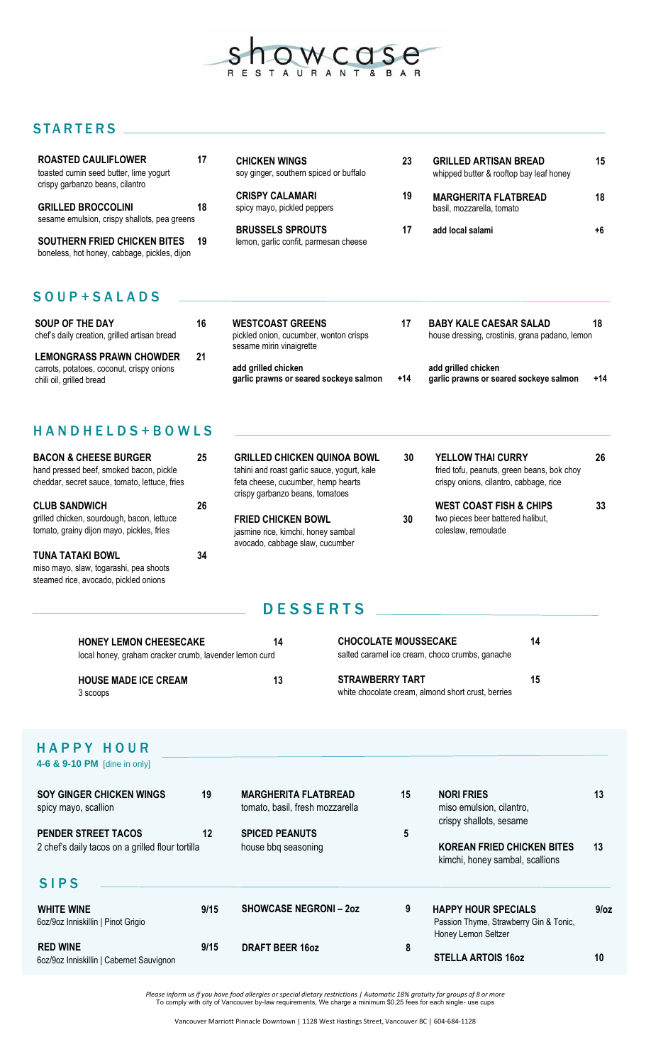# showcase

RESTAURANT & BAR

## STARTERS

**ROASTED CAULIFLOWER** 17
toasted cumin seed butter, lime yogurt crispy garbanzo beans, cilantro

**GRILLED BROCCOLINI** 18
sesame emulsion, crispy shallots, pea greens

**SOUTHERN FRIED CHICKEN BITES** 19
boneless, hot honey, cabbage, pickles, dijon

**CHICKEN WINGS** 23
soy ginger, southern spiced or buffalo

**CRISPY CALAMARI** 19
spicy mayo, pickled peppers

**BRUSSELS SPROUTS** 17
lemon, garlic confit, parmesan cheese

**GRILLED ARTISAN BREAD** 15
whipped butter & rooftop bay leaf honey

**MARGHERITA FLATBREAD** 18
basil, mozzarella, tomato

**add local salami** +6

## SOUP+SALADS

**SOUP OF THE DAY** 16
chef's daily creation, grilled artisan bread

**LEMONGRASS PRAWN CHOWDER** 21
carrots, potatoes, coconut, crispy onions chili oil, grilled bread

**WESTCOAST GREENS** 17
pickled onion, cucumber, wonton crisps sesame mirin vinaigrette

**add grilled chicken**
**garlic prawns or seared sockeye salmon** +14

**BABY KALE CAESAR SALAD** 18
house dressing, crostinis, grana padano, lemon

**add grilled chicken**
**garlic prawns or seared sockeye salmon** +14

## HANDHELDS+BOWLS

**BACON & CHEESE BURGER** 25
hand pressed beef, smoked bacon, pickle cheddar, secret sauce, tomato, lettuce, fries

**CLUB SANDWICH** 26
grilled chicken, sourdough, bacon, lettuce tomato, grainy dijon mayo, pickles, fries

**TUNA TATAKI BOWL** 34
miso mayo, slaw, togarashi, pea shoots steamed rice, avocado, pickled onions

**GRILLED CHICKEN QUINOA BOWL** 30
tahini and roast garlic sauce, yogurt, kale feta cheese, cucumber, hemp hearts crispy garbanzo beans, tomatoes

**FRIED CHICKEN BOWL** 30
jasmine rice, kimchi, honey sambal avocado, cabbage slaw, cucumber

**YELLOW THAI CURRY** 26
fried tofu, peanuts, green beans, bok choy crispy onions, cilantro, cabbage, rice

**WEST COAST FISH & CHIPS** 33
two pieces beer battered halibut, coleslaw, remoulade

## DESSERTS

**HONEY LEMON CHEESECAKE** 14
local honey, graham cracker crumb, lavender lemon curd

**HOUSE MADE ICE CREAM** 13
3 scoops

**CHOCOLATE MOUSSECAKE** 14
salted caramel ice cream, choco crumbs, ganache

**STRAWBERRY TART** 15
white chocolate cream, almond short crust, berries

## HAPPY HOUR

**4-6 & 9-10 PM** [dine in only]

**SOY GINGER CHICKEN WINGS** 19
spicy mayo, scallion

**PENDER STREET TACOS** 12
2 chef's daily tacos on a grilled flour tortilla

**MARGHERITA FLATBREAD** 15
tomato, basil, fresh mozzarella

**SPICED PEANUTS** 5
house bbq seasoning

**NORI FRIES** 13
miso emulsion, cilantro, crispy shallots, sesame

**KOREAN FRIED CHICKEN BITES** 13
kimchi, honey sambal, scallions

## SIPS

**WHITE WINE** 9/15
6oz/9oz Inniskillin | Pinot Grigio

**RED WINE** 9/15
6oz/9oz Inniskillin | Cabernet Sauvignon

**SHOWCASE NEGRONI – 2oz** 9

**DRAFT BEER 16oz** 8

**HAPPY HOUR SPECIALS** 9/oz
Passion Thyme, Strawberry Gin & Tonic, Honey Lemon Seltzer

**STELLA ARTOIS 16oz** 10

*Please inform us if you have food allergies or special dietary restrictions | Automatic 18% gratuity for groups of 8 or more*
To comply with city of Vancouver by-law requirements, We charge a minimum $0.25 fees for each single- use cups

Vancouver Marriott Pinnacle Downtown | 1128 West Hastings Street, Vancouver BC | 604-684-1128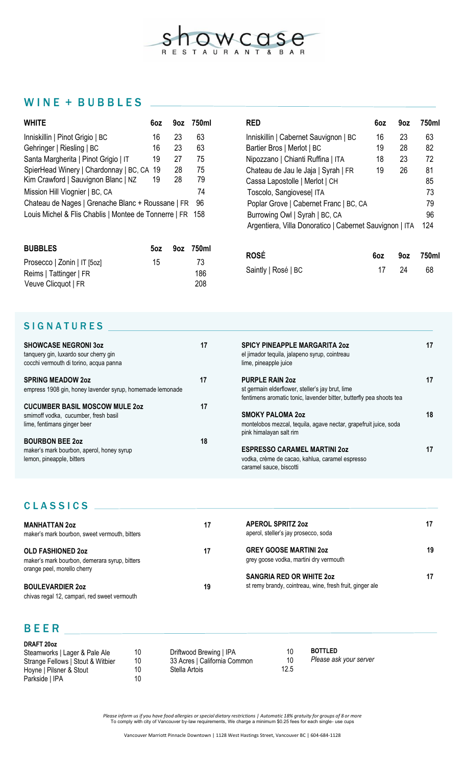# showcase
RESTAURANT & BAR

## WINE + BUBBLES

| WHITE | 6oz | 9oz | 750ml |
|---|---|---|---|
| Inniskillin \| Pinot Grigio \| BC | 16 | 23 | 63 |
| Gehringer \| Riesling \| BC | 16 | 23 | 63 |
| Santa Margherita \| Pinot Grigio \| IT | 19 | 27 | 75 |
| SpierHead Winery \| Chardonnay \| BC, CA | 19 | 28 | 75 |
| Kim Crawford \| Sauvignon Blanc \| NZ | 19 | 28 | 79 |
| Mission Hill Viognier \| BC, CA | | | 74 |
| Chateau de Nages \| Grenache Blanc + Roussane \| FR | | | 96 |
| Louis Michel & Flis Chablis \| Montee de Tonnerre \| FR | | | 158 |

| RED | 6oz | 9oz | 750ml |
|---|---|---|---|
| Inniskillin \| Cabernet Sauvignon \| BC | 16 | 23 | 63 |
| Bartier Bros \| Merlot \| BC | 19 | 28 | 82 |
| Nipozzano \| Chianti Ruffina \| ITA | 18 | 23 | 72 |
| Chateau de Jau le Jaja \| Syrah \| FR | 19 | 26 | 81 |
| Cassa Lapostolle \| Merlot \| CH | | | 85 |
| Toscolo, Sangiovese\| ITA | | | 73 |
| Poplar Grove \| Cabernet Franc \| BC, CA | | | 79 |
| Burrowing Owl \| Syrah \| BC, CA | | | 96 |
| Argentiera, Villa Donoratico \| Cabernet Sauvignon \| ITA | | | 124 |

| BUBBLES | 5oz | 9oz | 750ml |
|---|---|---|---|
| Prosecco \| Zonin \| IT [5oz] | 15 | | 73 |
| Reims \| Tattinger \| FR | | | 186 |
| Veuve Clicquot \| FR | | | 208 |

| ROSÉ | 6oz | 9oz | 750ml |
|---|---|---|---|
| Saintly \| Rosé \| BC | 17 | 24 | 68 |

## SIGNATURES

**SHOWCASE NEGRONI 3oz** — 17
tanquery gin, luxardo sour cherry gin
cocchi vermouth di torino, acqua panna

**SPRING MEADOW 2oz** — 17
empress 1908 gin, honey lavender syrup, homemade lemonade

**CUCUMBER BASIL MOSCOW MULE 2oz** — 17
smirnoff vodka, cucumber, fresh basil
lime, fentimans ginger beer

**BOURBON BEE 2oz** — 18
maker's mark bourbon, aperol, honey syrup
lemon, pineapple, bitters

**SPICY PINEAPPLE MARGARITA 2oz** — 17
el jimador tequila, jalapeno syrup, cointreau
lime, pineapple juice

**PURPLE RAIN 2oz** — 17
st germain elderflower, steller's jay brut, lime
fentimens aromatic tonic, lavender bitter, butterfly pea shoots tea

**SMOKY PALOMA 2oz** — 18
montelobos mezcal, tequila, agave nectar, grapefruit juice, soda
pink himalayan salt rim

**ESPRESSO CARAMEL MARTINI 2oz** — 17
vodka, crème de cacao, kahlua, caramel espresso
caramel sauce, biscotti

## CLASSICS

**MANHATTAN 2oz** — 17
maker's mark bourbon, sweet vermouth, bitters

**OLD FASHIONED 2oz** — 17
maker's mark bourbon, demerara syrup, bitters
orange peel, morello cherry

**BOULEVARDIER 2oz** — 19
chivas regal 12, campari, red sweet vermouth

**APEROL SPRITZ 2oz** — 17
aperol, steller's jay prosecco, soda

**GREY GOOSE MARTINI 2oz** — 19
grey goose vodka, martini dry vermouth

**SANGRIA RED OR WHITE 2oz** — 17
st remy brandy, cointreau, wine, fresh fruit, ginger ale

## BEER

**DRAFT 20oz**

| | |
|---|---|
| Steamworks \| Lager & Pale Ale | 10 |
| Strange Fellows \| Stout & Witbier | 10 |
| Hoyne \| Pilsner & Stout | 10 |
| Parkside \| IPA | 10 |
| Driftwood Brewing \| IPA | 10 |
| 33 Acres \| California Common | 10 |
| Stella Artois | 12.5 |

**BOTTLED**
*Please ask your server*

*Please inform us if you have food allergies or special dietary restrictions | Automatic 18% gratuity for groups of 8 or more*
To comply with city of Vancouver by-law requirements, We charge a minimum $0.25 fees for each single- use cups

Vancouver Marriott Pinnacle Downtown | 1128 West Hastings Street, Vancouver BC | 604-684-1128